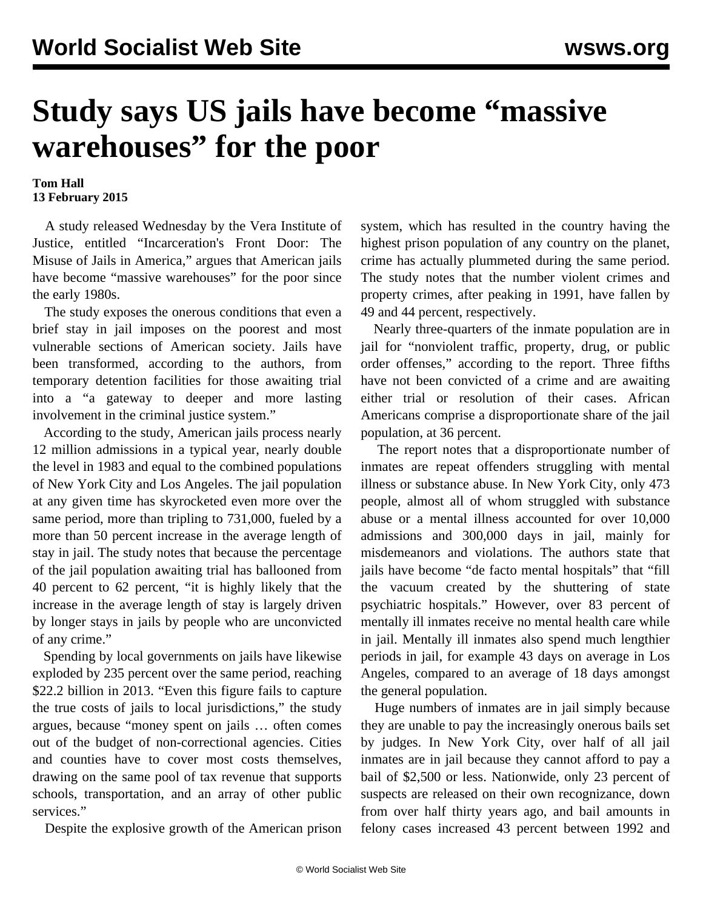# Study says US jails have become "massive warehouses" for the poor

**Tom Hall**
**13 February 2015**

A study released Wednesday by the Vera Institute of Justice, entitled "Incarceration's Front Door: The Misuse of Jails in America," argues that American jails have become "massive warehouses" for the poor since the early 1980s.

The study exposes the onerous conditions that even a brief stay in jail imposes on the poorest and most vulnerable sections of American society. Jails have been transformed, according to the authors, from temporary detention facilities for those awaiting trial into a "a gateway to deeper and more lasting involvement in the criminal justice system."

According to the study, American jails process nearly 12 million admissions in a typical year, nearly double the level in 1983 and equal to the combined populations of New York City and Los Angeles. The jail population at any given time has skyrocketed even more over the same period, more than tripling to 731,000, fueled by a more than 50 percent increase in the average length of stay in jail. The study notes that because the percentage of the jail population awaiting trial has ballooned from 40 percent to 62 percent, "it is highly likely that the increase in the average length of stay is largely driven by longer stays in jails by people who are unconvicted of any crime."

Spending by local governments on jails have likewise exploded by 235 percent over the same period, reaching $22.2 billion in 2013. "Even this figure fails to capture the true costs of jails to local jurisdictions," the study argues, because "money spent on jails … often comes out of the budget of non-correctional agencies. Cities and counties have to cover most costs themselves, drawing on the same pool of tax revenue that supports schools, transportation, and an array of other public services."

Despite the explosive growth of the American prison system, which has resulted in the country having the highest prison population of any country on the planet, crime has actually plummeted during the same period. The study notes that the number violent crimes and property crimes, after peaking in 1991, have fallen by 49 and 44 percent, respectively.

Nearly three-quarters of the inmate population are in jail for "nonviolent traffic, property, drug, or public order offenses," according to the report. Three fifths have not been convicted of a crime and are awaiting either trial or resolution of their cases. African Americans comprise a disproportionate share of the jail population, at 36 percent.

The report notes that a disproportionate number of inmates are repeat offenders struggling with mental illness or substance abuse. In New York City, only 473 people, almost all of whom struggled with substance abuse or a mental illness accounted for over 10,000 admissions and 300,000 days in jail, mainly for misdemeanors and violations. The authors state that jails have become "de facto mental hospitals" that "fill the vacuum created by the shuttering of state psychiatric hospitals." However, over 83 percent of mentally ill inmates receive no mental health care while in jail. Mentally ill inmates also spend much lengthier periods in jail, for example 43 days on average in Los Angeles, compared to an average of 18 days amongst the general population.

Huge numbers of inmates are in jail simply because they are unable to pay the increasingly onerous bails set by judges. In New York City, over half of all jail inmates are in jail because they cannot afford to pay a bail of $2,500 or less. Nationwide, only 23 percent of suspects are released on their own recognizance, down from over half thirty years ago, and bail amounts in felony cases increased 43 percent between 1992 and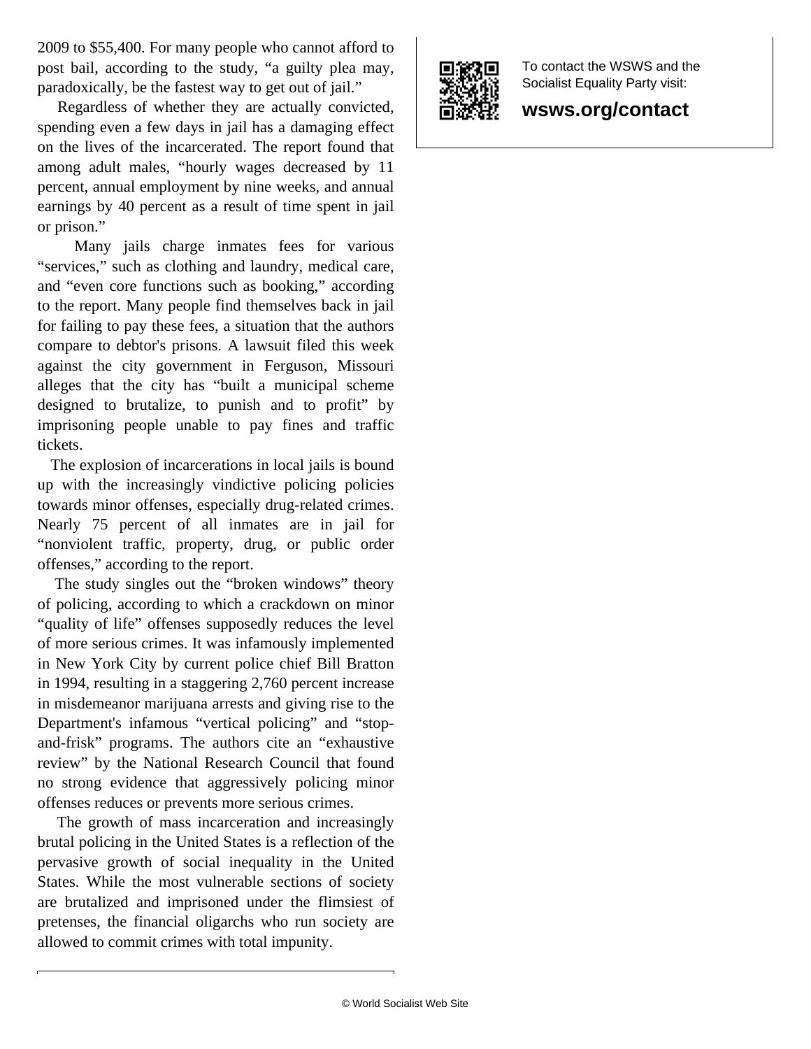2009 to $55,400. For many people who cannot afford to post bail, according to the study, "a guilty plea may, paradoxically, be the fastest way to get out of jail."

Regardless of whether they are actually convicted, spending even a few days in jail has a damaging effect on the lives of the incarcerated. The report found that among adult males, "hourly wages decreased by 11 percent, annual employment by nine weeks, and annual earnings by 40 percent as a result of time spent in jail or prison."

Many jails charge inmates fees for various "services," such as clothing and laundry, medical care, and "even core functions such as booking," according to the report. Many people find themselves back in jail for failing to pay these fees, a situation that the authors compare to debtor's prisons. A lawsuit filed this week against the city government in Ferguson, Missouri alleges that the city has "built a municipal scheme designed to brutalize, to punish and to profit" by imprisoning people unable to pay fines and traffic tickets.

The explosion of incarcerations in local jails is bound up with the increasingly vindictive policing policies towards minor offenses, especially drug-related crimes. Nearly 75 percent of all inmates are in jail for "nonviolent traffic, property, drug, or public order offenses," according to the report.

The study singles out the "broken windows" theory of policing, according to which a crackdown on minor "quality of life" offenses supposedly reduces the level of more serious crimes. It was infamously implemented in New York City by current police chief Bill Bratton in 1994, resulting in a staggering 2,760 percent increase in misdemeanor marijuana arrests and giving rise to the Department's infamous "vertical policing" and "stop-and-frisk" programs. The authors cite an "exhaustive review" by the National Research Council that found no strong evidence that aggressively policing minor offenses reduces or prevents more serious crimes.

The growth of mass incarceration and increasingly brutal policing in the United States is a reflection of the pervasive growth of social inequality in the United States. While the most vulnerable sections of society are brutalized and imprisoned under the flimsiest of pretenses, the financial oligarchs who run society are allowed to commit crimes with total impunity.

To contact the WSWS and the Socialist Equality Party visit:

**wsws.org/contact**

© World Socialist Web Site